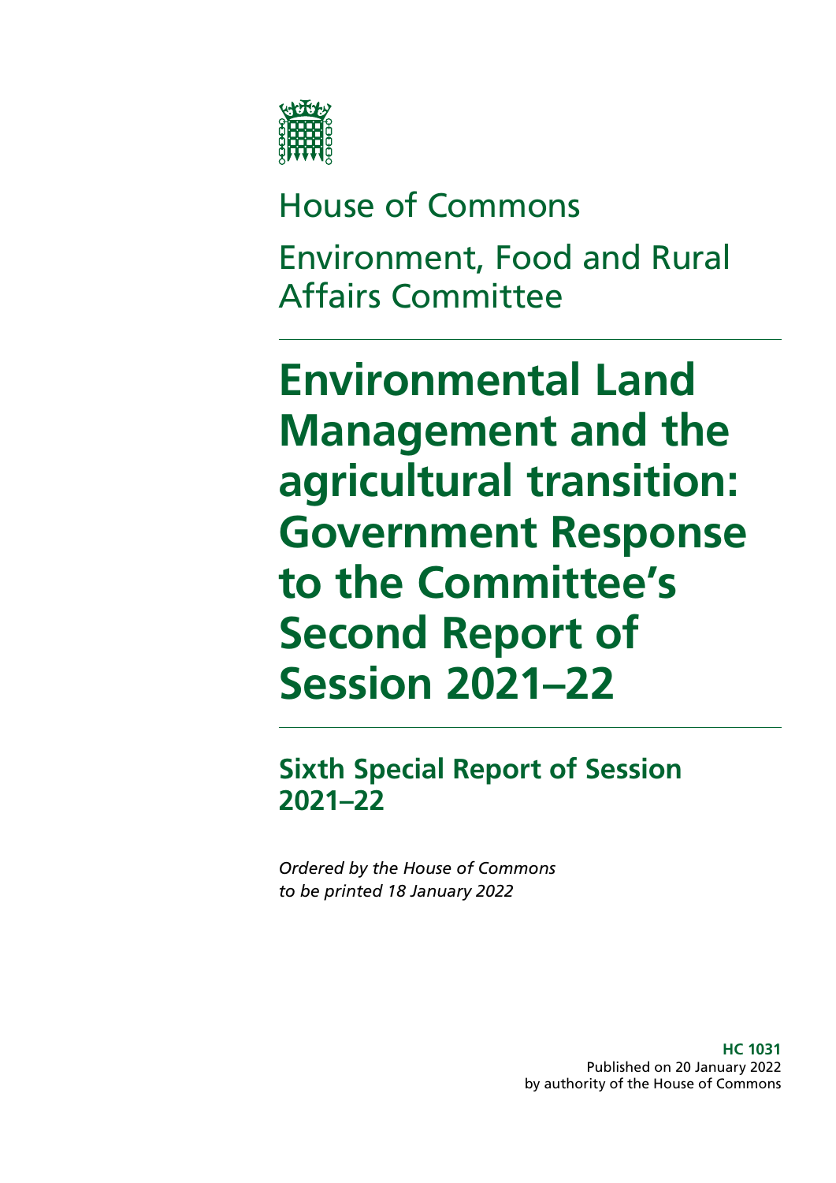House of Commons

Environment, Food and Rural Affairs Committee

# Environmental Land Management and the agricultural transition: Government Response to the Committee's Second Report of Session 2021–22

## Sixth Special Report of Session 2021–22

*Ordered by the House of Commons to be printed 18 January 2022*

**HC 1031**
Published on 20 January 2022
by authority of the House of Commons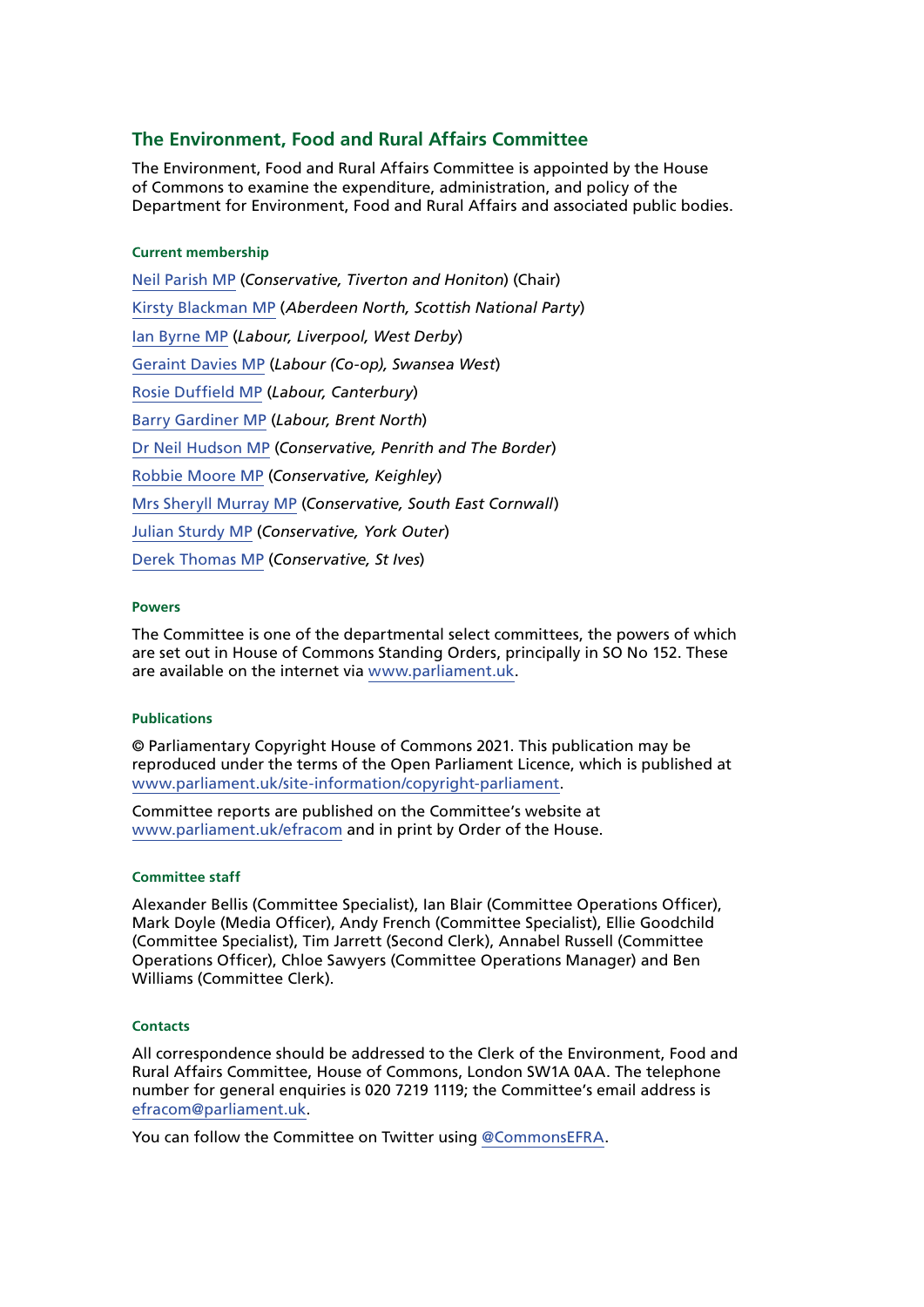## The Environment, Food and Rural Affairs Committee

The Environment, Food and Rural Affairs Committee is appointed by the House of Commons to examine the expenditure, administration, and policy of the Department for Environment, Food and Rural Affairs and associated public bodies.

#### Current membership

Neil Parish MP (*Conservative, Tiverton and Honiton*) (Chair)

Kirsty Blackman MP (*Aberdeen North, Scottish National Party*)

Ian Byrne MP (*Labour, Liverpool, West Derby*)

Geraint Davies MP (*Labour (Co-op), Swansea West*)

Rosie Duffield MP (*Labour, Canterbury*)

Barry Gardiner MP (*Labour, Brent North*)

Dr Neil Hudson MP (*Conservative, Penrith and The Border*)

Robbie Moore MP (*Conservative, Keighley*)

Mrs Sheryll Murray MP (*Conservative, South East Cornwall*)

Julian Sturdy MP (*Conservative, York Outer*)

Derek Thomas MP (*Conservative, St Ives*)

#### Powers

The Committee is one of the departmental select committees, the powers of which are set out in House of Commons Standing Orders, principally in SO No 152. These are available on the internet via www.parliament.uk.

#### Publications

© Parliamentary Copyright House of Commons 2021. This publication may be reproduced under the terms of the Open Parliament Licence, which is published at www.parliament.uk/site-information/copyright-parliament.

Committee reports are published on the Committee's website at www.parliament.uk/efracom and in print by Order of the House.

#### Committee staff

Alexander Bellis (Committee Specialist), Ian Blair (Committee Operations Officer), Mark Doyle (Media Officer), Andy French (Committee Specialist), Ellie Goodchild (Committee Specialist), Tim Jarrett (Second Clerk), Annabel Russell (Committee Operations Officer), Chloe Sawyers (Committee Operations Manager) and Ben Williams (Committee Clerk).

#### Contacts

All correspondence should be addressed to the Clerk of the Environment, Food and Rural Affairs Committee, House of Commons, London SW1A 0AA. The telephone number for general enquiries is 020 7219 1119; the Committee's email address is efracom@parliament.uk.

You can follow the Committee on Twitter using @CommonsEFRA.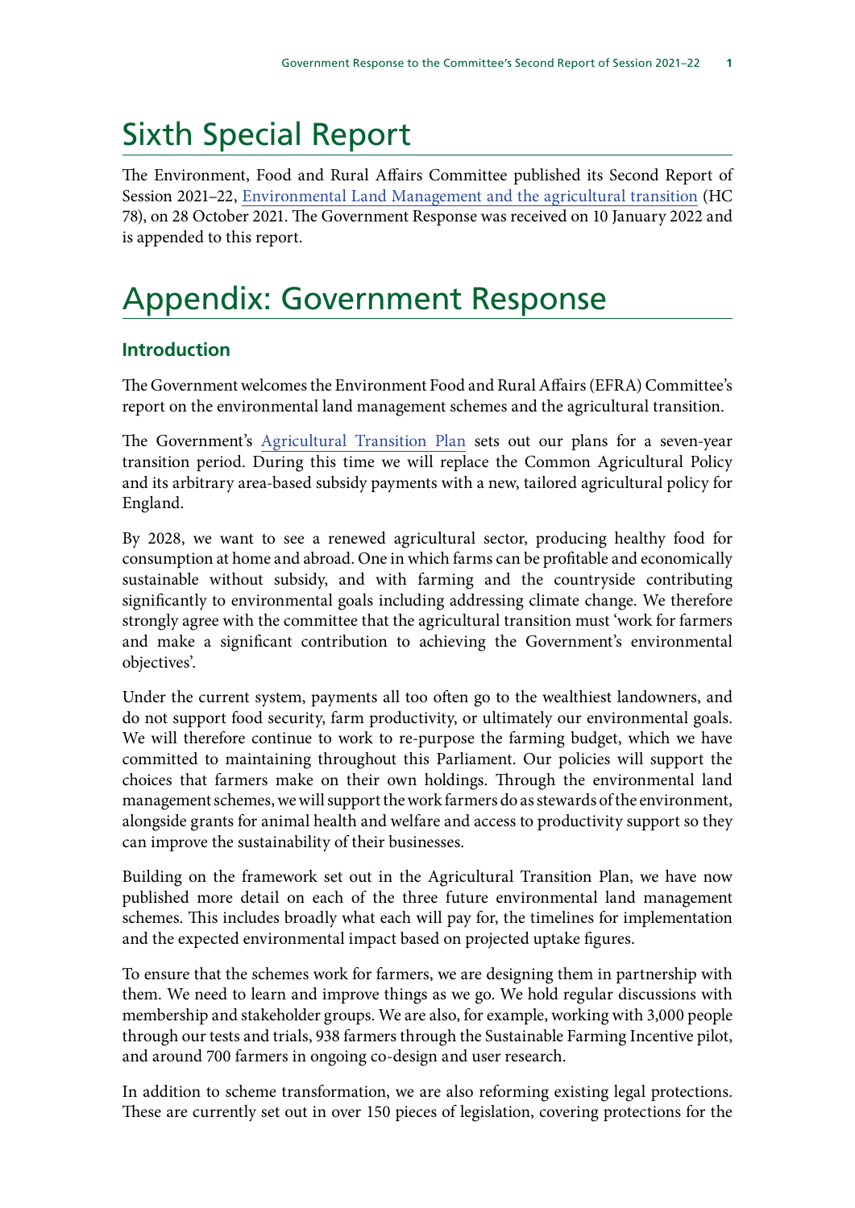# Sixth Special Report

The Environment, Food and Rural Affairs Committee published its Second Report of Session 2021–22, Environmental Land Management and the agricultural transition (HC 78), on 28 October 2021. The Government Response was received on 10 January 2022 and is appended to this report.

# Appendix: Government Response

## Introduction

The Government welcomes the Environment Food and Rural Affairs (EFRA) Committee's report on the environmental land management schemes and the agricultural transition.

The Government's Agricultural Transition Plan sets out our plans for a seven-year transition period. During this time we will replace the Common Agricultural Policy and its arbitrary area-based subsidy payments with a new, tailored agricultural policy for England.

By 2028, we want to see a renewed agricultural sector, producing healthy food for consumption at home and abroad. One in which farms can be profitable and economically sustainable without subsidy, and with farming and the countryside contributing significantly to environmental goals including addressing climate change. We therefore strongly agree with the committee that the agricultural transition must 'work for farmers and make a significant contribution to achieving the Government's environmental objectives'.

Under the current system, payments all too often go to the wealthiest landowners, and do not support food security, farm productivity, or ultimately our environmental goals. We will therefore continue to work to re-purpose the farming budget, which we have committed to maintaining throughout this Parliament. Our policies will support the choices that farmers make on their own holdings. Through the environmental land management schemes, we will support the work farmers do as stewards of the environment, alongside grants for animal health and welfare and access to productivity support so they can improve the sustainability of their businesses.

Building on the framework set out in the Agricultural Transition Plan, we have now published more detail on each of the three future environmental land management schemes. This includes broadly what each will pay for, the timelines for implementation and the expected environmental impact based on projected uptake figures.

To ensure that the schemes work for farmers, we are designing them in partnership with them. We need to learn and improve things as we go. We hold regular discussions with membership and stakeholder groups. We are also, for example, working with 3,000 people through our tests and trials, 938 farmers through the Sustainable Farming Incentive pilot, and around 700 farmers in ongoing co-design and user research.

In addition to scheme transformation, we are also reforming existing legal protections. These are currently set out in over 150 pieces of legislation, covering protections for the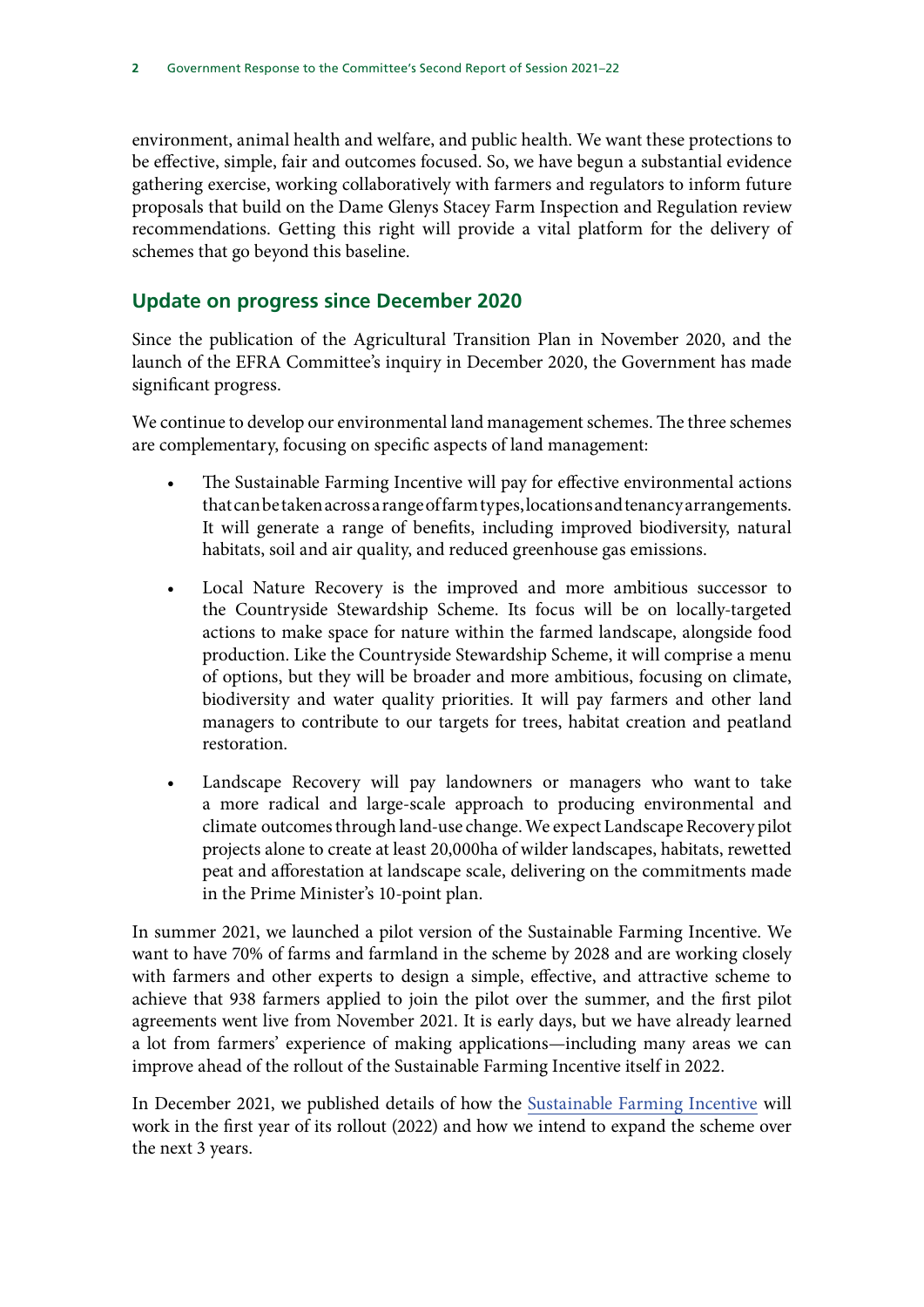environment, animal health and welfare, and public health. We want these protections to be effective, simple, fair and outcomes focused. So, we have begun a substantial evidence gathering exercise, working collaboratively with farmers and regulators to inform future proposals that build on the Dame Glenys Stacey Farm Inspection and Regulation review recommendations. Getting this right will provide a vital platform for the delivery of schemes that go beyond this baseline.

## Update on progress since December 2020

Since the publication of the Agricultural Transition Plan in November 2020, and the launch of the EFRA Committee's inquiry in December 2020, the Government has made significant progress.

We continue to develop our environmental land management schemes. The three schemes are complementary, focusing on specific aspects of land management:

- The Sustainable Farming Incentive will pay for effective environmental actions that can be taken across a range of farm types, locations and tenancy arrangements. It will generate a range of benefits, including improved biodiversity, natural habitats, soil and air quality, and reduced greenhouse gas emissions.
- Local Nature Recovery is the improved and more ambitious successor to the Countryside Stewardship Scheme. Its focus will be on locally-targeted actions to make space for nature within the farmed landscape, alongside food production. Like the Countryside Stewardship Scheme, it will comprise a menu of options, but they will be broader and more ambitious, focusing on climate, biodiversity and water quality priorities. It will pay farmers and other land managers to contribute to our targets for trees, habitat creation and peatland restoration.
- Landscape Recovery will pay landowners or managers who want to take a more radical and large-scale approach to producing environmental and climate outcomes through land-use change. We expect Landscape Recovery pilot projects alone to create at least 20,000ha of wilder landscapes, habitats, rewetted peat and afforestation at landscape scale, delivering on the commitments made in the Prime Minister's 10-point plan.

In summer 2021, we launched a pilot version of the Sustainable Farming Incentive. We want to have 70% of farms and farmland in the scheme by 2028 and are working closely with farmers and other experts to design a simple, effective, and attractive scheme to achieve that 938 farmers applied to join the pilot over the summer, and the first pilot agreements went live from November 2021. It is early days, but we have already learned a lot from farmers' experience of making applications—including many areas we can improve ahead of the rollout of the Sustainable Farming Incentive itself in 2022.

In December 2021, we published details of how the Sustainable Farming Incentive will work in the first year of its rollout (2022) and how we intend to expand the scheme over the next 3 years.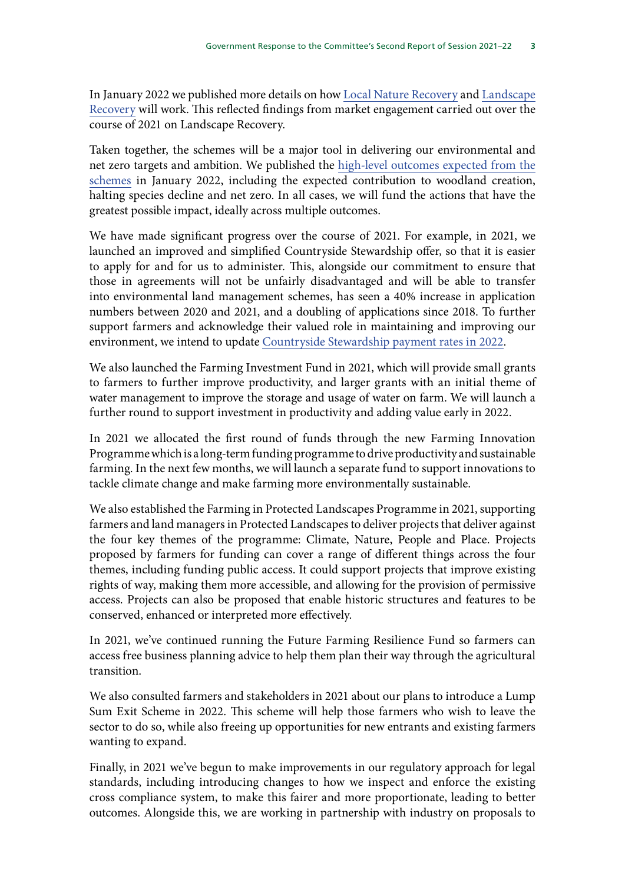In January 2022 we published more details on how Local Nature Recovery and Landscape Recovery will work. This reflected findings from market engagement carried out over the course of 2021 on Landscape Recovery.

Taken together, the schemes will be a major tool in delivering our environmental and net zero targets and ambition. We published the high-level outcomes expected from the schemes in January 2022, including the expected contribution to woodland creation, halting species decline and net zero. In all cases, we will fund the actions that have the greatest possible impact, ideally across multiple outcomes.

We have made significant progress over the course of 2021. For example, in 2021, we launched an improved and simplified Countryside Stewardship offer, so that it is easier to apply for and for us to administer. This, alongside our commitment to ensure that those in agreements will not be unfairly disadvantaged and will be able to transfer into environmental land management schemes, has seen a 40% increase in application numbers between 2020 and 2021, and a doubling of applications since 2018. To further support farmers and acknowledge their valued role in maintaining and improving our environment, we intend to update Countryside Stewardship payment rates in 2022.

We also launched the Farming Investment Fund in 2021, which will provide small grants to farmers to further improve productivity, and larger grants with an initial theme of water management to improve the storage and usage of water on farm. We will launch a further round to support investment in productivity and adding value early in 2022.

In 2021 we allocated the first round of funds through the new Farming Innovation Programme which is a long-term funding programme to drive productivity and sustainable farming. In the next few months, we will launch a separate fund to support innovations to tackle climate change and make farming more environmentally sustainable.

We also established the Farming in Protected Landscapes Programme in 2021, supporting farmers and land managers in Protected Landscapes to deliver projects that deliver against the four key themes of the programme: Climate, Nature, People and Place. Projects proposed by farmers for funding can cover a range of different things across the four themes, including funding public access. It could support projects that improve existing rights of way, making them more accessible, and allowing for the provision of permissive access. Projects can also be proposed that enable historic structures and features to be conserved, enhanced or interpreted more effectively.

In 2021, we've continued running the Future Farming Resilience Fund so farmers can access free business planning advice to help them plan their way through the agricultural transition.

We also consulted farmers and stakeholders in 2021 about our plans to introduce a Lump Sum Exit Scheme in 2022. This scheme will help those farmers who wish to leave the sector to do so, while also freeing up opportunities for new entrants and existing farmers wanting to expand.

Finally, in 2021 we've begun to make improvements in our regulatory approach for legal standards, including introducing changes to how we inspect and enforce the existing cross compliance system, to make this fairer and more proportionate, leading to better outcomes. Alongside this, we are working in partnership with industry on proposals to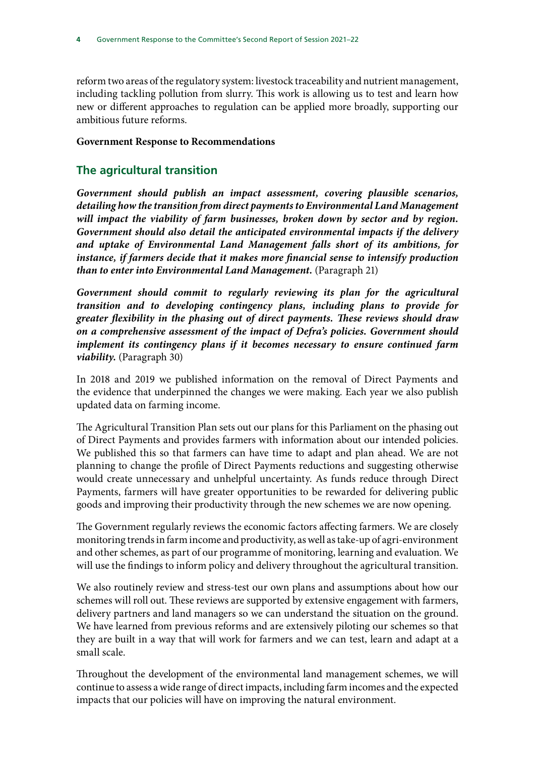reform two areas of the regulatory system: livestock traceability and nutrient management, including tackling pollution from slurry. This work is allowing us to test and learn how new or different approaches to regulation can be applied more broadly, supporting our ambitious future reforms.

**Government Response to Recommendations**

## The agricultural transition

***Government should publish an impact assessment, covering plausible scenarios, detailing how the transition from direct payments to Environmental Land Management will impact the viability of farm businesses, broken down by sector and by region. Government should also detail the anticipated environmental impacts if the delivery and uptake of Environmental Land Management falls short of its ambitions, for instance, if farmers decide that it makes more financial sense to intensify production than to enter into Environmental Land Management.*** (Paragraph 21)

***Government should commit to regularly reviewing its plan for the agricultural transition and to developing contingency plans, including plans to provide for greater flexibility in the phasing out of direct payments. These reviews should draw on a comprehensive assessment of the impact of Defra's policies. Government should implement its contingency plans if it becomes necessary to ensure continued farm viability.*** (Paragraph 30)

In 2018 and 2019 we published information on the removal of Direct Payments and the evidence that underpinned the changes we were making. Each year we also publish updated data on farming income.

The Agricultural Transition Plan sets out our plans for this Parliament on the phasing out of Direct Payments and provides farmers with information about our intended policies. We published this so that farmers can have time to adapt and plan ahead. We are not planning to change the profile of Direct Payments reductions and suggesting otherwise would create unnecessary and unhelpful uncertainty. As funds reduce through Direct Payments, farmers will have greater opportunities to be rewarded for delivering public goods and improving their productivity through the new schemes we are now opening.

The Government regularly reviews the economic factors affecting farmers. We are closely monitoring trends in farm income and productivity, as well as take-up of agri-environment and other schemes, as part of our programme of monitoring, learning and evaluation. We will use the findings to inform policy and delivery throughout the agricultural transition.

We also routinely review and stress-test our own plans and assumptions about how our schemes will roll out. These reviews are supported by extensive engagement with farmers, delivery partners and land managers so we can understand the situation on the ground. We have learned from previous reforms and are extensively piloting our schemes so that they are built in a way that will work for farmers and we can test, learn and adapt at a small scale.

Throughout the development of the environmental land management schemes, we will continue to assess a wide range of direct impacts, including farm incomes and the expected impacts that our policies will have on improving the natural environment.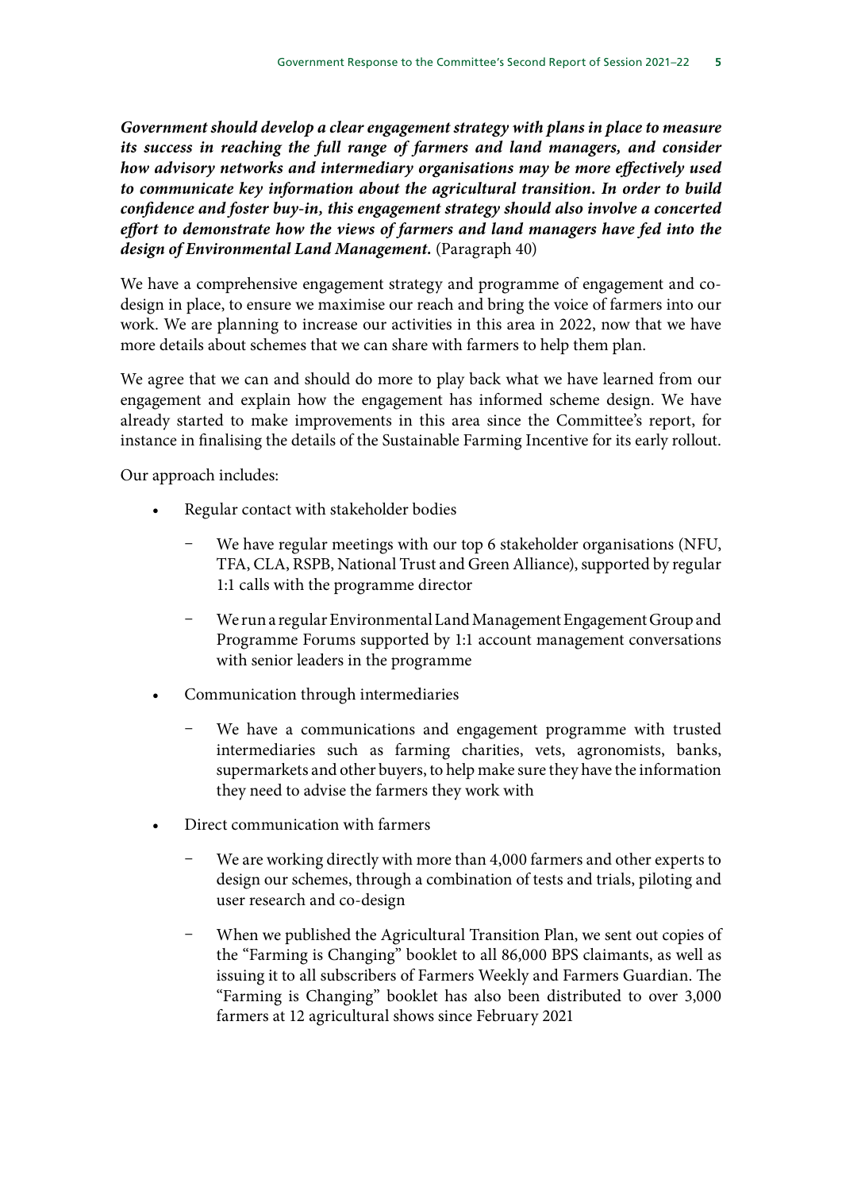***Government should develop a clear engagement strategy with plans in place to measure its success in reaching the full range of farmers and land managers, and consider how advisory networks and intermediary organisations may be more effectively used to communicate key information about the agricultural transition. In order to build confidence and foster buy-in, this engagement strategy should also involve a concerted effort to demonstrate how the views of farmers and land managers have fed into the design of Environmental Land Management.*** (Paragraph 40)

We have a comprehensive engagement strategy and programme of engagement and co-design in place, to ensure we maximise our reach and bring the voice of farmers into our work. We are planning to increase our activities in this area in 2022, now that we have more details about schemes that we can share with farmers to help them plan.

We agree that we can and should do more to play back what we have learned from our engagement and explain how the engagement has informed scheme design. We have already started to make improvements in this area since the Committee's report, for instance in finalising the details of the Sustainable Farming Incentive for its early rollout.

Our approach includes:

- Regular contact with stakeholder bodies
  - We have regular meetings with our top 6 stakeholder organisations (NFU, TFA, CLA, RSPB, National Trust and Green Alliance), supported by regular 1:1 calls with the programme director
  - We run a regular Environmental Land Management Engagement Group and Programme Forums supported by 1:1 account management conversations with senior leaders in the programme
- Communication through intermediaries
  - We have a communications and engagement programme with trusted intermediaries such as farming charities, vets, agronomists, banks, supermarkets and other buyers, to help make sure they have the information they need to advise the farmers they work with
- Direct communication with farmers
  - We are working directly with more than 4,000 farmers and other experts to design our schemes, through a combination of tests and trials, piloting and user research and co-design
  - When we published the Agricultural Transition Plan, we sent out copies of the "Farming is Changing" booklet to all 86,000 BPS claimants, as well as issuing it to all subscribers of Farmers Weekly and Farmers Guardian. The "Farming is Changing" booklet has also been distributed to over 3,000 farmers at 12 agricultural shows since February 2021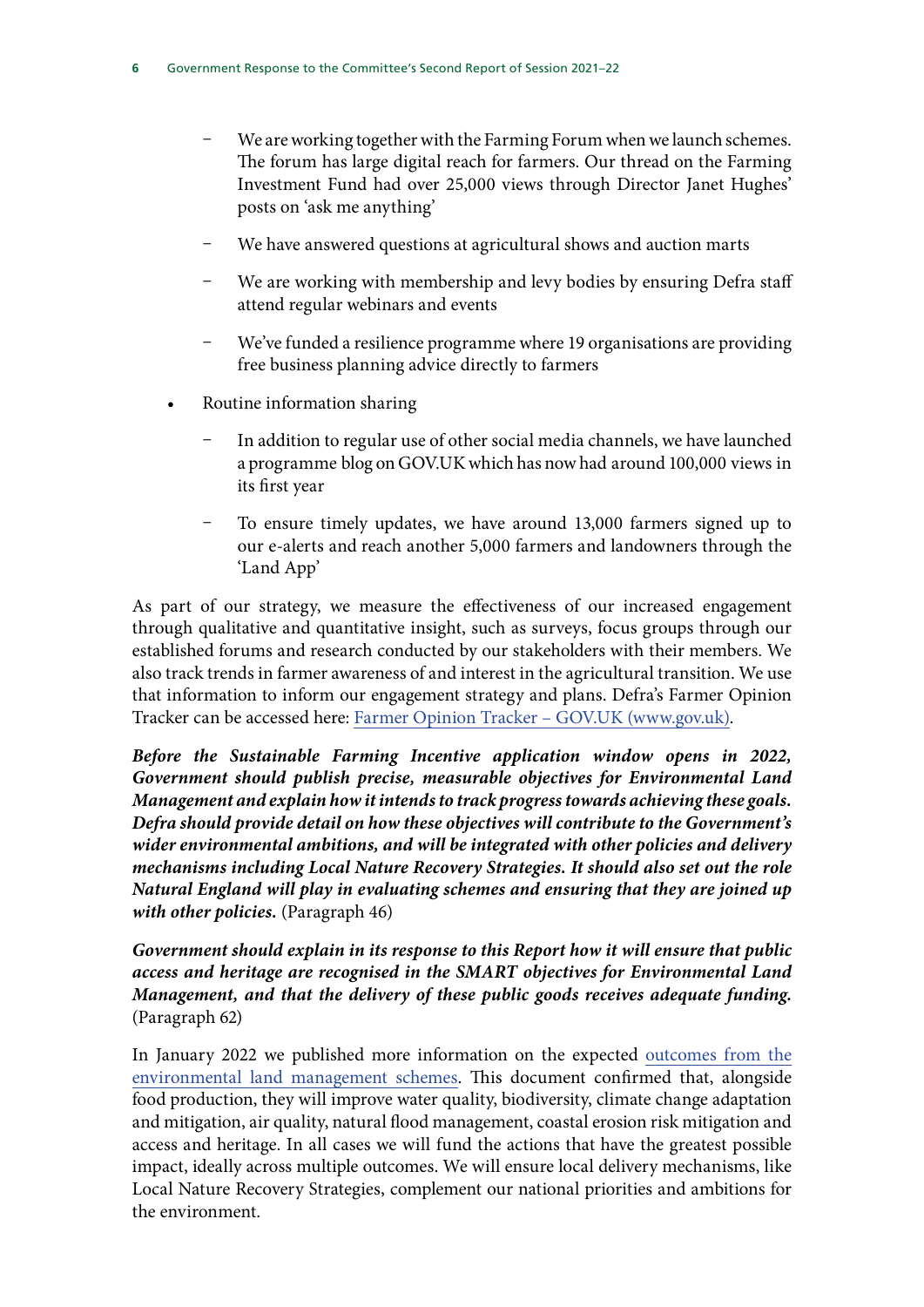- We are working together with the Farming Forum when we launch schemes. The forum has large digital reach for farmers. Our thread on the Farming Investment Fund had over 25,000 views through Director Janet Hughes' posts on 'ask me anything'
   - We have answered questions at agricultural shows and auction marts
   - We are working with membership and levy bodies by ensuring Defra staff attend regular webinars and events
   - We've funded a resilience programme where 19 organisations are providing free business planning advice directly to farmers

- Routine information sharing
   - In addition to regular use of other social media channels, we have launched a programme blog on GOV.UK which has now had around 100,000 views in its first year
   - To ensure timely updates, we have around 13,000 farmers signed up to our e-alerts and reach another 5,000 farmers and landowners through the 'Land App'

As part of our strategy, we measure the effectiveness of our increased engagement through qualitative and quantitative insight, such as surveys, focus groups through our established forums and research conducted by our stakeholders with their members. We also track trends in farmer awareness of and interest in the agricultural transition. We use that information to inform our engagement strategy and plans. Defra's Farmer Opinion Tracker can be accessed here: [Farmer Opinion Tracker – GOV.UK (www.gov.uk)](www.gov.uk).

***Before the Sustainable Farming Incentive application window opens in 2022, Government should publish precise, measurable objectives for Environmental Land Management and explain how it intends to track progress towards achieving these goals. Defra should provide detail on how these objectives will contribute to the Government's wider environmental ambitions, and will be integrated with other policies and delivery mechanisms including Local Nature Recovery Strategies. It should also set out the role Natural England will play in evaluating schemes and ensuring that they are joined up with other policies.*** (Paragraph 46)

***Government should explain in its response to this Report how it will ensure that public access and heritage are recognised in the SMART objectives for Environmental Land Management, and that the delivery of these public goods receives adequate funding.*** (Paragraph 62)

In January 2022 we published more information on the expected outcomes from the environmental land management schemes. This document confirmed that, alongside food production, they will improve water quality, biodiversity, climate change adaptation and mitigation, air quality, natural flood management, coastal erosion risk mitigation and access and heritage. In all cases we will fund the actions that have the greatest possible impact, ideally across multiple outcomes. We will ensure local delivery mechanisms, like Local Nature Recovery Strategies, complement our national priorities and ambitions for the environment.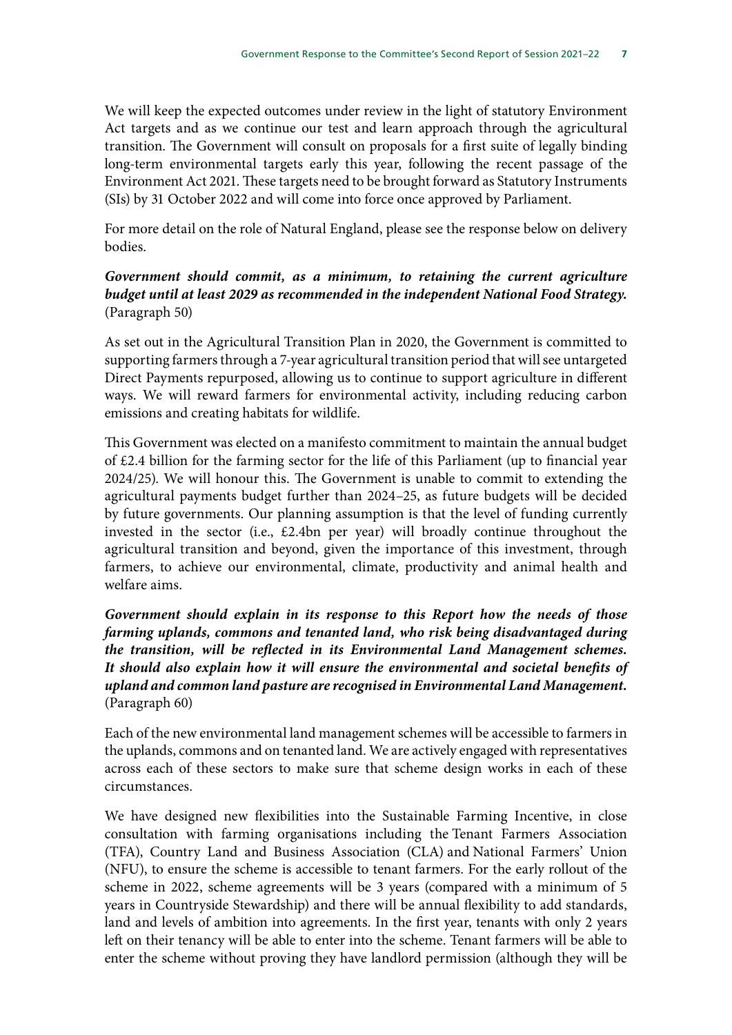We will keep the expected outcomes under review in the light of statutory Environment Act targets and as we continue our test and learn approach through the agricultural transition. The Government will consult on proposals for a first suite of legally binding long-term environmental targets early this year, following the recent passage of the Environment Act 2021. These targets need to be brought forward as Statutory Instruments (SIs) by 31 October 2022 and will come into force once approved by Parliament.

For more detail on the role of Natural England, please see the response below on delivery bodies.

***Government should commit, as a minimum, to retaining the current agriculture budget until at least 2029 as recommended in the independent National Food Strategy.*** (Paragraph 50)

As set out in the Agricultural Transition Plan in 2020, the Government is committed to supporting farmers through a 7-year agricultural transition period that will see untargeted Direct Payments repurposed, allowing us to continue to support agriculture in different ways. We will reward farmers for environmental activity, including reducing carbon emissions and creating habitats for wildlife.

This Government was elected on a manifesto commitment to maintain the annual budget of £2.4 billion for the farming sector for the life of this Parliament (up to financial year 2024/25). We will honour this. The Government is unable to commit to extending the agricultural payments budget further than 2024–25, as future budgets will be decided by future governments. Our planning assumption is that the level of funding currently invested in the sector (i.e., £2.4bn per year) will broadly continue throughout the agricultural transition and beyond, given the importance of this investment, through farmers, to achieve our environmental, climate, productivity and animal health and welfare aims.

***Government should explain in its response to this Report how the needs of those farming uplands, commons and tenanted land, who risk being disadvantaged during the transition, will be reflected in its Environmental Land Management schemes. It should also explain how it will ensure the environmental and societal benefits of upland and common land pasture are recognised in Environmental Land Management.*** (Paragraph 60)

Each of the new environmental land management schemes will be accessible to farmers in the uplands, commons and on tenanted land. We are actively engaged with representatives across each of these sectors to make sure that scheme design works in each of these circumstances.

We have designed new flexibilities into the Sustainable Farming Incentive, in close consultation with farming organisations including the Tenant Farmers Association (TFA), Country Land and Business Association (CLA) and National Farmers' Union (NFU), to ensure the scheme is accessible to tenant farmers. For the early rollout of the scheme in 2022, scheme agreements will be 3 years (compared with a minimum of 5 years in Countryside Stewardship) and there will be annual flexibility to add standards, land and levels of ambition into agreements. In the first year, tenants with only 2 years left on their tenancy will be able to enter into the scheme. Tenant farmers will be able to enter the scheme without proving they have landlord permission (although they will be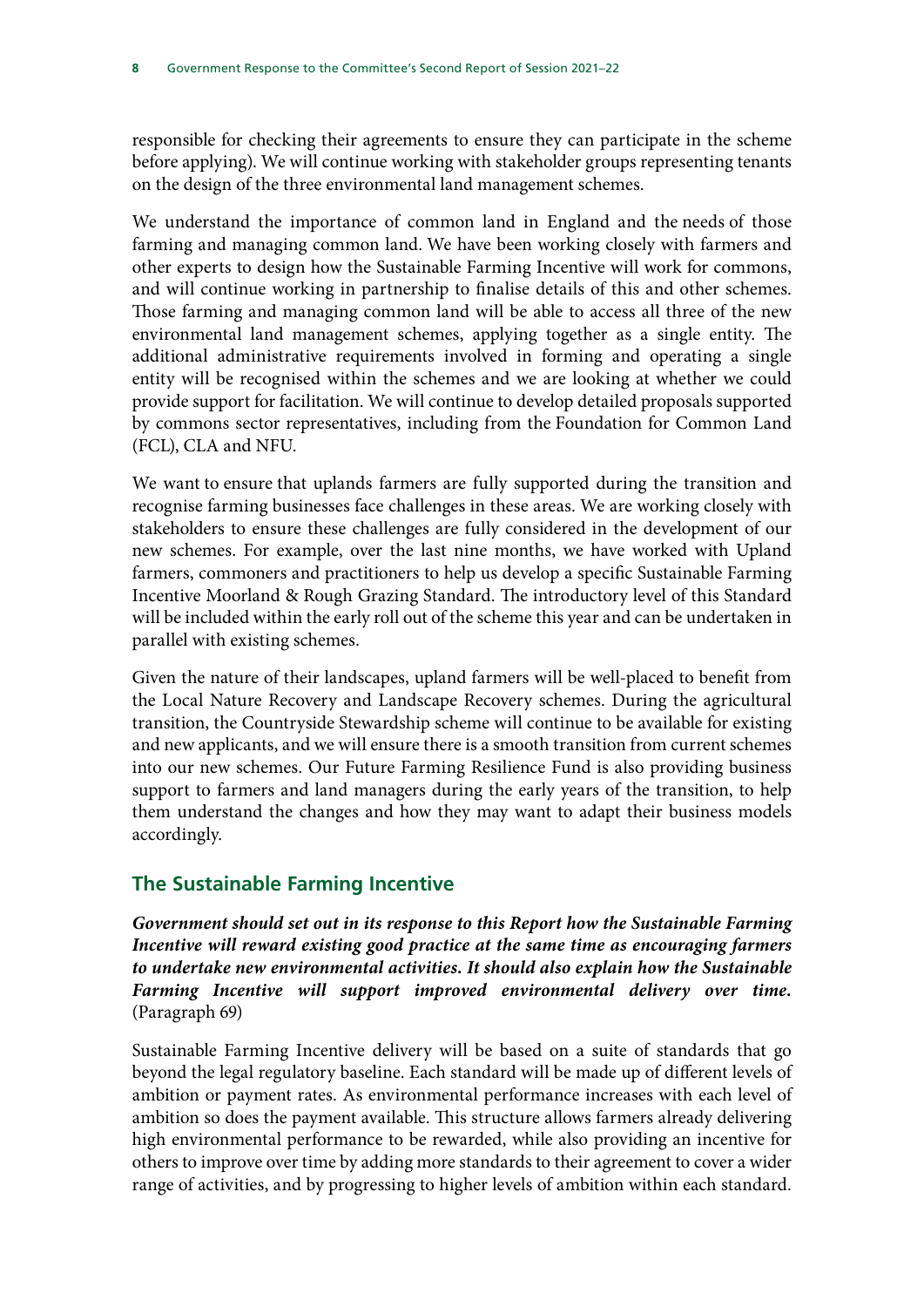responsible for checking their agreements to ensure they can participate in the scheme before applying). We will continue working with stakeholder groups representing tenants on the design of the three environmental land management schemes.

We understand the importance of common land in England and the needs of those farming and managing common land. We have been working closely with farmers and other experts to design how the Sustainable Farming Incentive will work for commons, and will continue working in partnership to finalise details of this and other schemes. Those farming and managing common land will be able to access all three of the new environmental land management schemes, applying together as a single entity. The additional administrative requirements involved in forming and operating a single entity will be recognised within the schemes and we are looking at whether we could provide support for facilitation. We will continue to develop detailed proposals supported by commons sector representatives, including from the Foundation for Common Land (FCL), CLA and NFU.

We want to ensure that uplands farmers are fully supported during the transition and recognise farming businesses face challenges in these areas. We are working closely with stakeholders to ensure these challenges are fully considered in the development of our new schemes. For example, over the last nine months, we have worked with Upland farmers, commoners and practitioners to help us develop a specific Sustainable Farming Incentive Moorland & Rough Grazing Standard. The introductory level of this Standard will be included within the early roll out of the scheme this year and can be undertaken in parallel with existing schemes.

Given the nature of their landscapes, upland farmers will be well-placed to benefit from the Local Nature Recovery and Landscape Recovery schemes. During the agricultural transition, the Countryside Stewardship scheme will continue to be available for existing and new applicants, and we will ensure there is a smooth transition from current schemes into our new schemes. Our Future Farming Resilience Fund is also providing business support to farmers and land managers during the early years of the transition, to help them understand the changes and how they may want to adapt their business models accordingly.

## The Sustainable Farming Incentive

***Government should set out in its response to this Report how the Sustainable Farming Incentive will reward existing good practice at the same time as encouraging farmers to undertake new environmental activities. It should also explain how the Sustainable Farming Incentive will support improved environmental delivery over time.*** (Paragraph 69)

Sustainable Farming Incentive delivery will be based on a suite of standards that go beyond the legal regulatory baseline. Each standard will be made up of different levels of ambition or payment rates. As environmental performance increases with each level of ambition so does the payment available. This structure allows farmers already delivering high environmental performance to be rewarded, while also providing an incentive for others to improve over time by adding more standards to their agreement to cover a wider range of activities, and by progressing to higher levels of ambition within each standard.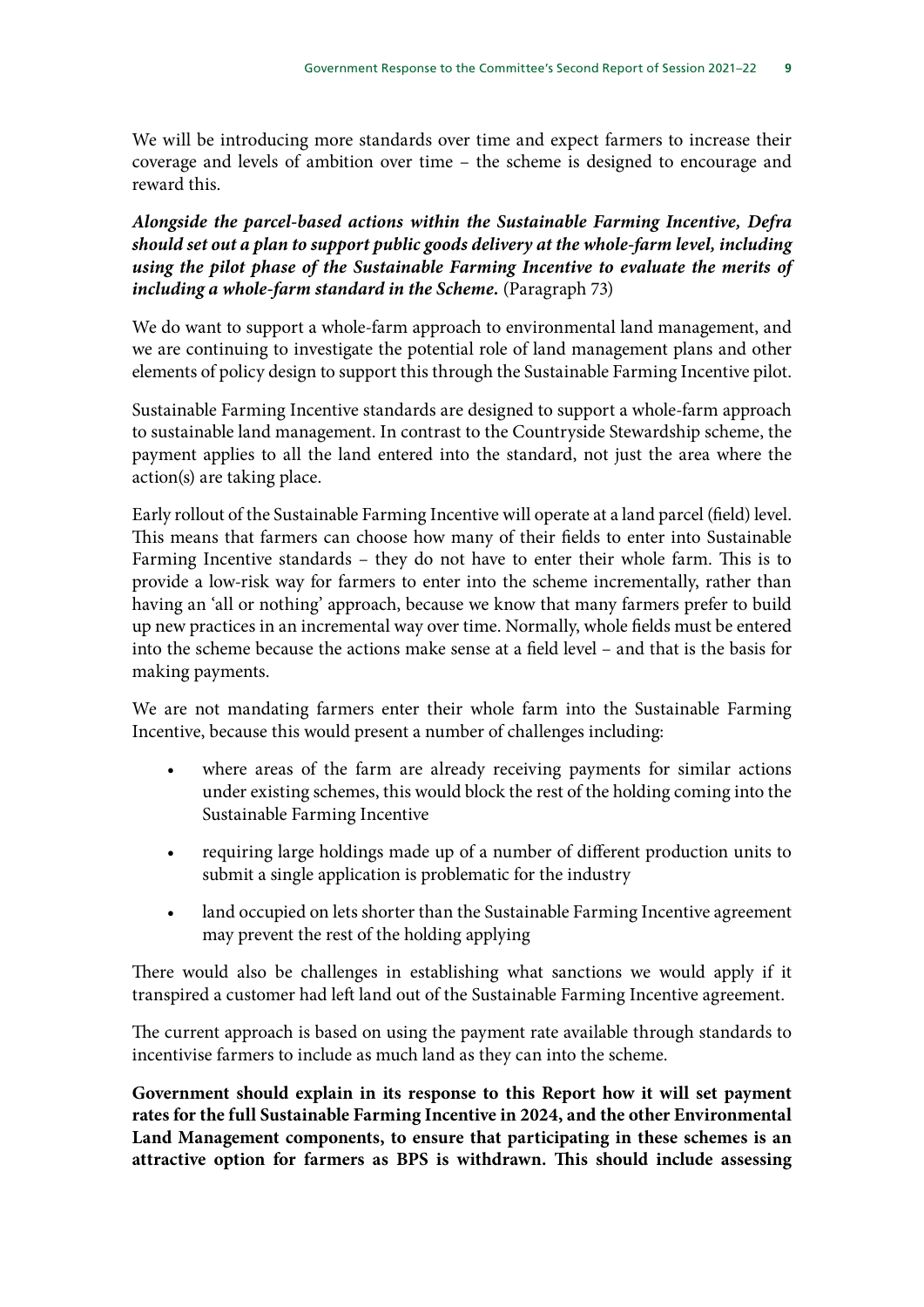We will be introducing more standards over time and expect farmers to increase their coverage and levels of ambition over time – the scheme is designed to encourage and reward this.

***Alongside the parcel-based actions within the Sustainable Farming Incentive, Defra should set out a plan to support public goods delivery at the whole-farm level, including using the pilot phase of the Sustainable Farming Incentive to evaluate the merits of including a whole-farm standard in the Scheme.*** (Paragraph 73)

We do want to support a whole-farm approach to environmental land management, and we are continuing to investigate the potential role of land management plans and other elements of policy design to support this through the Sustainable Farming Incentive pilot.

Sustainable Farming Incentive standards are designed to support a whole-farm approach to sustainable land management. In contrast to the Countryside Stewardship scheme, the payment applies to all the land entered into the standard, not just the area where the action(s) are taking place.

Early rollout of the Sustainable Farming Incentive will operate at a land parcel (field) level. This means that farmers can choose how many of their fields to enter into Sustainable Farming Incentive standards – they do not have to enter their whole farm. This is to provide a low-risk way for farmers to enter into the scheme incrementally, rather than having an 'all or nothing' approach, because we know that many farmers prefer to build up new practices in an incremental way over time. Normally, whole fields must be entered into the scheme because the actions make sense at a field level – and that is the basis for making payments.

We are not mandating farmers enter their whole farm into the Sustainable Farming Incentive, because this would present a number of challenges including:

- where areas of the farm are already receiving payments for similar actions under existing schemes, this would block the rest of the holding coming into the Sustainable Farming Incentive
- requiring large holdings made up of a number of different production units to submit a single application is problematic for the industry
- land occupied on lets shorter than the Sustainable Farming Incentive agreement may prevent the rest of the holding applying

There would also be challenges in establishing what sanctions we would apply if it transpired a customer had left land out of the Sustainable Farming Incentive agreement.

The current approach is based on using the payment rate available through standards to incentivise farmers to include as much land as they can into the scheme.

**Government should explain in its response to this Report how it will set payment rates for the full Sustainable Farming Incentive in 2024, and the other Environmental Land Management components, to ensure that participating in these schemes is an attractive option for farmers as BPS is withdrawn. This should include assessing**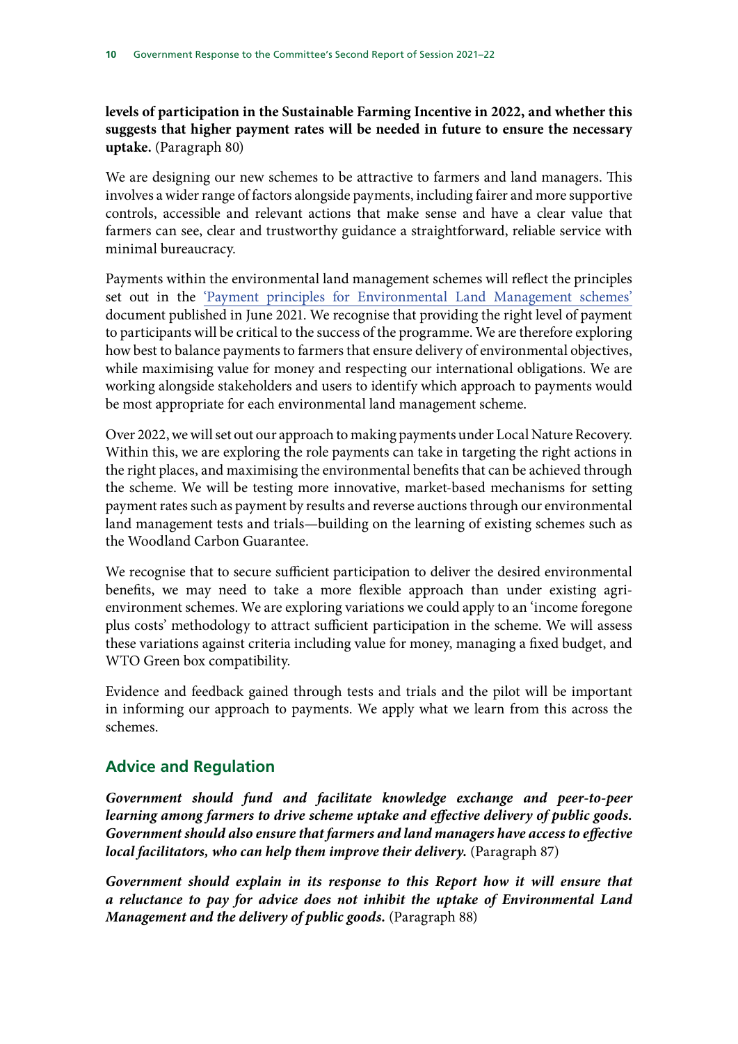**levels of participation in the Sustainable Farming Incentive in 2022, and whether this suggests that higher payment rates will be needed in future to ensure the necessary uptake.** (Paragraph 80)

We are designing our new schemes to be attractive to farmers and land managers. This involves a wider range of factors alongside payments, including fairer and more supportive controls, accessible and relevant actions that make sense and have a clear value that farmers can see, clear and trustworthy guidance a straightforward, reliable service with minimal bureaucracy.

Payments within the environmental land management schemes will reflect the principles set out in the 'Payment principles for Environmental Land Management schemes' document published in June 2021. We recognise that providing the right level of payment to participants will be critical to the success of the programme. We are therefore exploring how best to balance payments to farmers that ensure delivery of environmental objectives, while maximising value for money and respecting our international obligations. We are working alongside stakeholders and users to identify which approach to payments would be most appropriate for each environmental land management scheme.

Over 2022, we will set out our approach to making payments under Local Nature Recovery. Within this, we are exploring the role payments can take in targeting the right actions in the right places, and maximising the environmental benefits that can be achieved through the scheme. We will be testing more innovative, market-based mechanisms for setting payment rates such as payment by results and reverse auctions through our environmental land management tests and trials—building on the learning of existing schemes such as the Woodland Carbon Guarantee.

We recognise that to secure sufficient participation to deliver the desired environmental benefits, we may need to take a more flexible approach than under existing agri-environment schemes. We are exploring variations we could apply to an 'income foregone plus costs' methodology to attract sufficient participation in the scheme. We will assess these variations against criteria including value for money, managing a fixed budget, and WTO Green box compatibility.

Evidence and feedback gained through tests and trials and the pilot will be important in informing our approach to payments. We apply what we learn from this across the schemes.

## Advice and Regulation

***Government should fund and facilitate knowledge exchange and peer-to-peer learning among farmers to drive scheme uptake and effective delivery of public goods. Government should also ensure that farmers and land managers have access to effective local facilitators, who can help them improve their delivery.*** (Paragraph 87)

***Government should explain in its response to this Report how it will ensure that a reluctance to pay for advice does not inhibit the uptake of Environmental Land Management and the delivery of public goods.*** (Paragraph 88)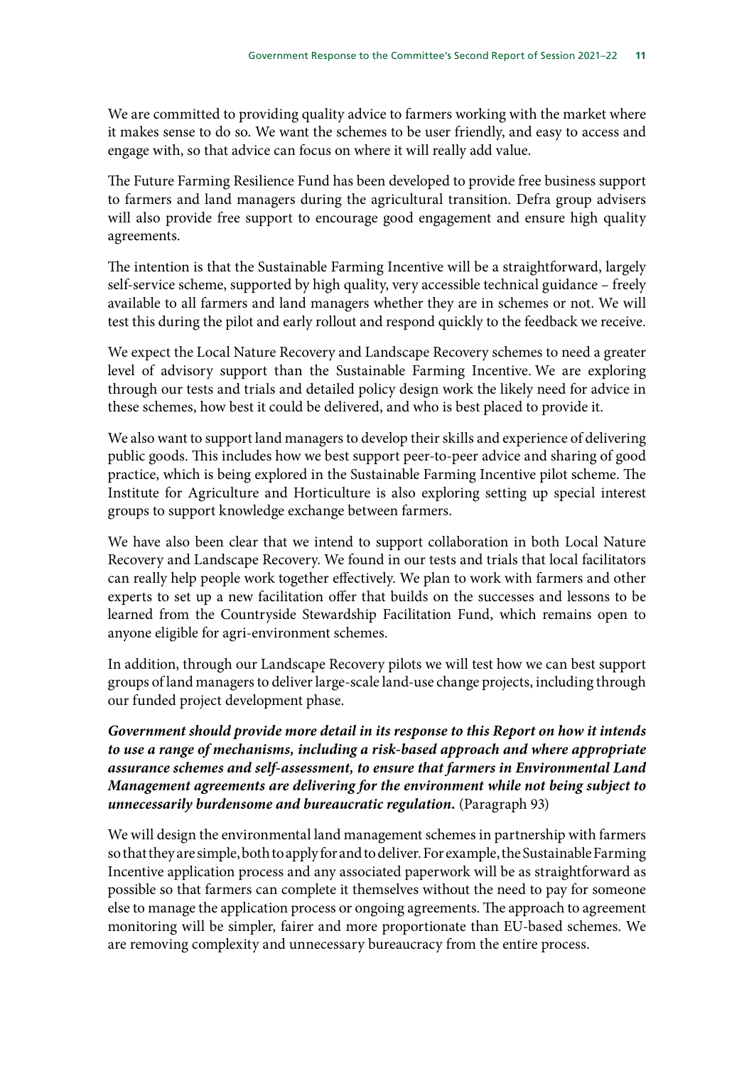We are committed to providing quality advice to farmers working with the market where it makes sense to do so. We want the schemes to be user friendly, and easy to access and engage with, so that advice can focus on where it will really add value.

The Future Farming Resilience Fund has been developed to provide free business support to farmers and land managers during the agricultural transition. Defra group advisers will also provide free support to encourage good engagement and ensure high quality agreements.

The intention is that the Sustainable Farming Incentive will be a straightforward, largely self-service scheme, supported by high quality, very accessible technical guidance – freely available to all farmers and land managers whether they are in schemes or not. We will test this during the pilot and early rollout and respond quickly to the feedback we receive.

We expect the Local Nature Recovery and Landscape Recovery schemes to need a greater level of advisory support than the Sustainable Farming Incentive. We are exploring through our tests and trials and detailed policy design work the likely need for advice in these schemes, how best it could be delivered, and who is best placed to provide it.

We also want to support land managers to develop their skills and experience of delivering public goods. This includes how we best support peer-to-peer advice and sharing of good practice, which is being explored in the Sustainable Farming Incentive pilot scheme. The Institute for Agriculture and Horticulture is also exploring setting up special interest groups to support knowledge exchange between farmers.

We have also been clear that we intend to support collaboration in both Local Nature Recovery and Landscape Recovery. We found in our tests and trials that local facilitators can really help people work together effectively. We plan to work with farmers and other experts to set up a new facilitation offer that builds on the successes and lessons to be learned from the Countryside Stewardship Facilitation Fund, which remains open to anyone eligible for agri-environment schemes.

In addition, through our Landscape Recovery pilots we will test how we can best support groups of land managers to deliver large-scale land-use change projects, including through our funded project development phase.

***Government should provide more detail in its response to this Report on how it intends to use a range of mechanisms, including a risk-based approach and where appropriate assurance schemes and self-assessment, to ensure that farmers in Environmental Land Management agreements are delivering for the environment while not being subject to unnecessarily burdensome and bureaucratic regulation.*** (Paragraph 93)

We will design the environmental land management schemes in partnership with farmers so that they are simple, both to apply for and to deliver. For example, the Sustainable Farming Incentive application process and any associated paperwork will be as straightforward as possible so that farmers can complete it themselves without the need to pay for someone else to manage the application process or ongoing agreements. The approach to agreement monitoring will be simpler, fairer and more proportionate than EU-based schemes. We are removing complexity and unnecessary bureaucracy from the entire process.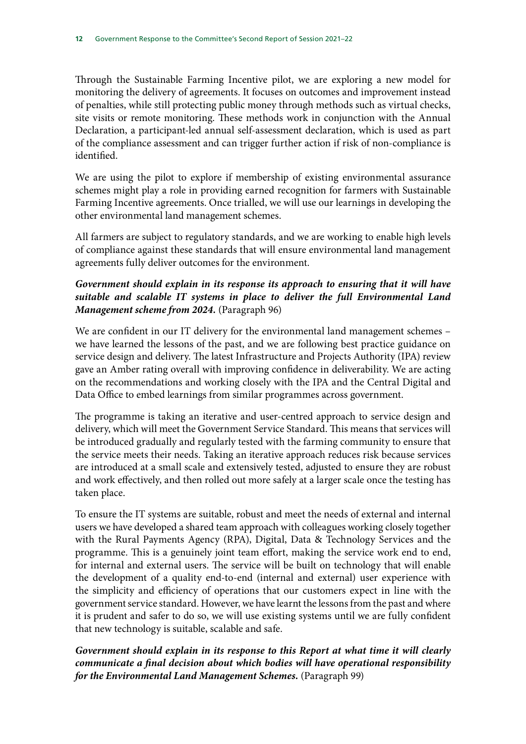Through the Sustainable Farming Incentive pilot, we are exploring a new model for monitoring the delivery of agreements. It focuses on outcomes and improvement instead of penalties, while still protecting public money through methods such as virtual checks, site visits or remote monitoring. These methods work in conjunction with the Annual Declaration, a participant-led annual self-assessment declaration, which is used as part of the compliance assessment and can trigger further action if risk of non-compliance is identified.

We are using the pilot to explore if membership of existing environmental assurance schemes might play a role in providing earned recognition for farmers with Sustainable Farming Incentive agreements. Once trialled, we will use our learnings in developing the other environmental land management schemes.

All farmers are subject to regulatory standards, and we are working to enable high levels of compliance against these standards that will ensure environmental land management agreements fully deliver outcomes for the environment.

***Government should explain in its response its approach to ensuring that it will have suitable and scalable IT systems in place to deliver the full Environmental Land Management scheme from 2024.*** (Paragraph 96)

We are confident in our IT delivery for the environmental land management schemes – we have learned the lessons of the past, and we are following best practice guidance on service design and delivery. The latest Infrastructure and Projects Authority (IPA) review gave an Amber rating overall with improving confidence in deliverability. We are acting on the recommendations and working closely with the IPA and the Central Digital and Data Office to embed learnings from similar programmes across government.

The programme is taking an iterative and user-centred approach to service design and delivery, which will meet the Government Service Standard. This means that services will be introduced gradually and regularly tested with the farming community to ensure that the service meets their needs. Taking an iterative approach reduces risk because services are introduced at a small scale and extensively tested, adjusted to ensure they are robust and work effectively, and then rolled out more safely at a larger scale once the testing has taken place.

To ensure the IT systems are suitable, robust and meet the needs of external and internal users we have developed a shared team approach with colleagues working closely together with the Rural Payments Agency (RPA), Digital, Data & Technology Services and the programme. This is a genuinely joint team effort, making the service work end to end, for internal and external users. The service will be built on technology that will enable the development of a quality end-to-end (internal and external) user experience with the simplicity and efficiency of operations that our customers expect in line with the government service standard. However, we have learnt the lessons from the past and where it is prudent and safer to do so, we will use existing systems until we are fully confident that new technology is suitable, scalable and safe.

***Government should explain in its response to this Report at what time it will clearly communicate a final decision about which bodies will have operational responsibility for the Environmental Land Management Schemes.*** (Paragraph 99)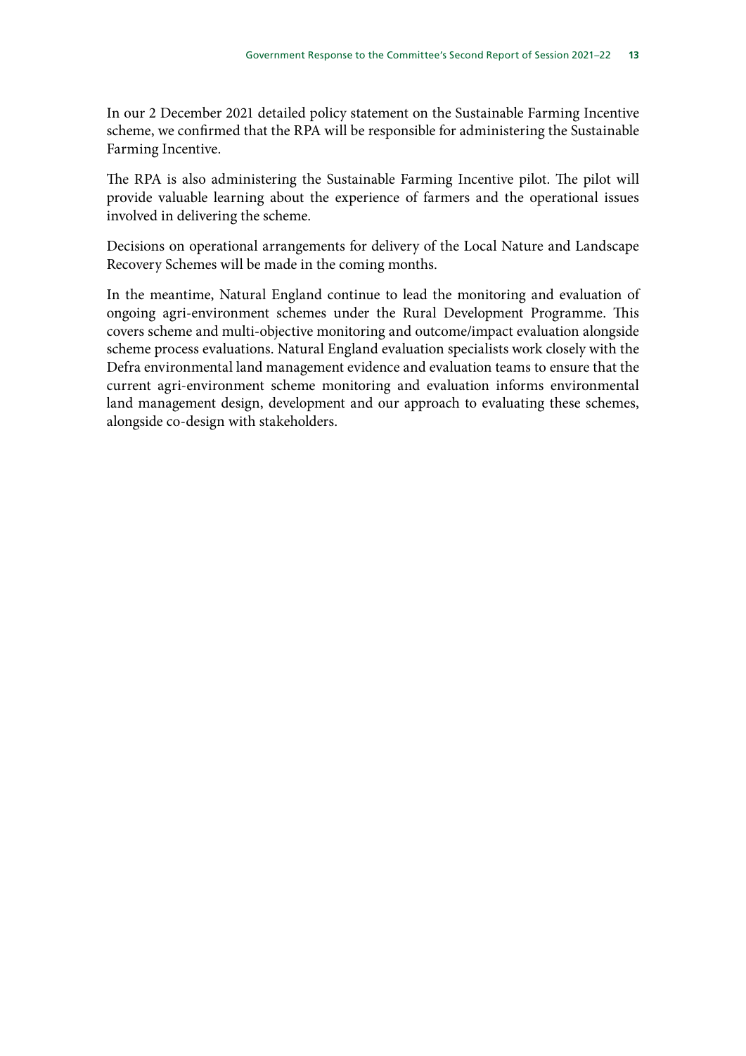In our 2 December 2021 detailed policy statement on the Sustainable Farming Incentive scheme, we confirmed that the RPA will be responsible for administering the Sustainable Farming Incentive.

The RPA is also administering the Sustainable Farming Incentive pilot. The pilot will provide valuable learning about the experience of farmers and the operational issues involved in delivering the scheme.

Decisions on operational arrangements for delivery of the Local Nature and Landscape Recovery Schemes will be made in the coming months.

In the meantime, Natural England continue to lead the monitoring and evaluation of ongoing agri-environment schemes under the Rural Development Programme. This covers scheme and multi-objective monitoring and outcome/impact evaluation alongside scheme process evaluations. Natural England evaluation specialists work closely with the Defra environmental land management evidence and evaluation teams to ensure that the current agri-environment scheme monitoring and evaluation informs environmental land management design, development and our approach to evaluating these schemes, alongside co-design with stakeholders.